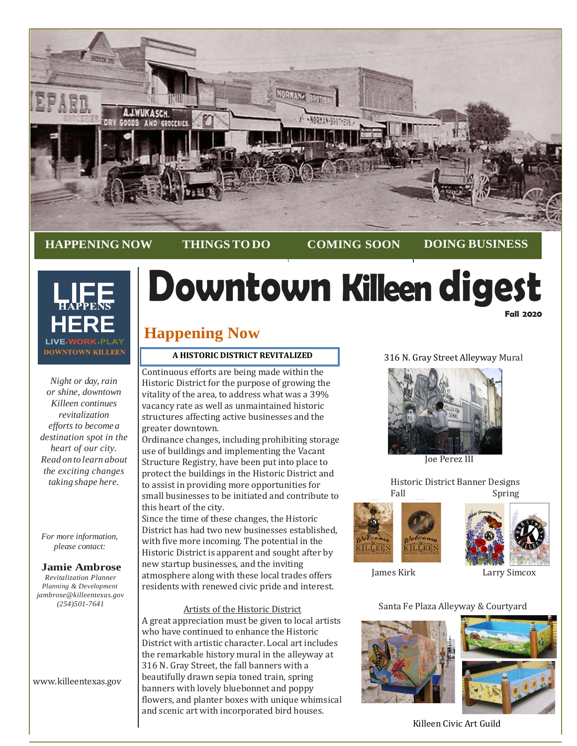HAPPENING NOW | THINGS TO DO | COMING SOON | DOING BUSINESS

# Downtown Killeen digest

**Fall 2020**

LIFE HAPPENS HERE
LIVE·WORK·PLAY
DOWNTOWN KILLEEN

*Night or day, rain or shine, downtown Killeen continues revitalization efforts to become a destination spot in the heart of our city. Read on to learn about the exciting changes taking shape here.*

*For more information, please contact:*

**Jamie Ambrose**
*Revitalization Planner*
*Planning & Development*
*jambrose@killeentexas.gov*
*(254)501-7641*

www.killeentexas.gov

## Happening Now

### A HISTORIC DISTRICT REVITALIZED

Continuous efforts are being made within the Historic District for the purpose of growing the vitality of the area, to address what was a 39% vacancy rate as well as unmaintained historic structures affecting active businesses and the greater downtown.

Ordinance changes, including prohibiting storage use of buildings and implementing the Vacant Structure Registry, have been put into place to protect the buildings in the Historic District and to assist in providing more opportunities for small businesses to be initiated and contribute to this heart of the city.

Since the time of these changes, the Historic District has had two new businesses established, with five more incoming. The potential in the Historic District is apparent and sought after by new startup businesses, and the inviting atmosphere along with these local trades offers residents with renewed civic pride and interest.

Artists of the Historic District

A great appreciation must be given to local artists who have continued to enhance the Historic District with artistic character. Local art includes the remarkable history mural in the alleyway at 316 N. Gray Street, the fall banners with a beautifully drawn sepia toned train, spring banners with lovely bluebonnet and poppy flowers, and planter boxes with unique whimsical and scenic art with incorporated bird houses.

316 N. Gray Street Alleyway Mural

Joe Perez III

Historic District Banner Designs

Fall — James Kirk

Spring — Larry Simcox

Santa Fe Plaza Alleyway & Courtyard

Killeen Civic Art Guild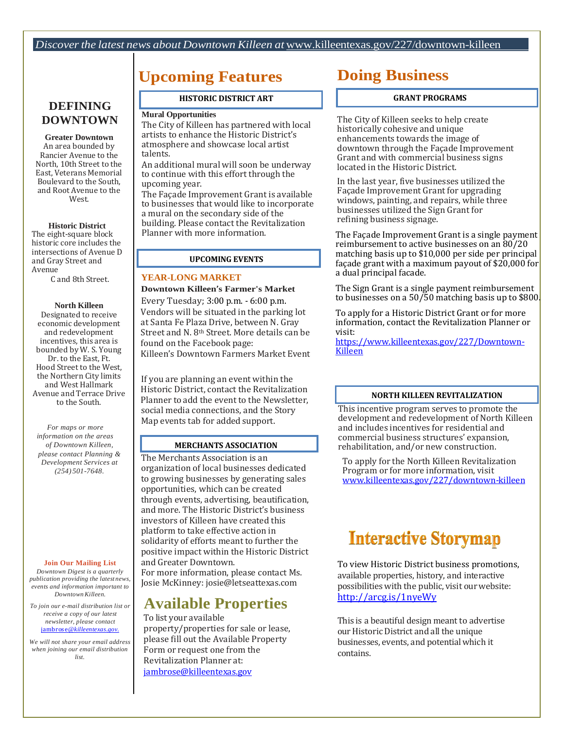*Discover the latest news about Downtown Killeen at* www.killeentexas.gov/227/downtown-killeen

## DEFINING DOWNTOWN

**Greater Downtown**
An area bounded by Rancier Avenue to the North, 10th Street to the East, Veterans Memorial Boulevard to the South, and Root Avenue to the West.

**Historic District**
The eight-square block historic core includes the intersections of Avenue D and Gray Street and Avenue C and 8th Street.

**North Killeen**
Designated to receive economic development and redevelopment incentives, this area is bounded by W. S. Young Dr. to the East, Ft. Hood Street to the West, the Northern City limits and West Hallmark Avenue and Terrace Drive to the South.

*For maps or more information on the areas of Downtown Killeen, please contact Planning & Development Services at (254) 501-7648.*

**Join Our Mailing List**

*Downtown Digest is a quarterly publication providing the latest news, events and information important to Downtown Killeen.*

*To join our e-mail distribution list or receive a copy of our latest newsletter, please contact* jambrose@killeentexas.gov.

*We will not share your email address when joining our email distribution list.*

# Upcoming Features

### HISTORIC DISTRICT ART

**Mural Opportunities**
The City of Killeen has partnered with local artists to enhance the Historic District's atmosphere and showcase local artist talents.
An additional mural will soon be underway to continue with this effort through the upcoming year.
The Façade Improvement Grant is available to businesses that would like to incorporate a mural on the secondary side of the building. Please contact the Revitalization Planner with more information.

### UPCOMING EVENTS

**YEAR-LONG MARKET**

**Downtown Killeen's Farmer's Market**
Every Tuesday; 3:00 p.m. - 6:00 p.m.
Vendors will be situated in the parking lot at Santa Fe Plaza Drive, between N. Gray Street and N. 8th Street. More details can be found on the Facebook page:
Killeen's Downtown Farmers Market Event

If you are planning an event within the Historic District, contact the Revitalization Planner to add the event to the Newsletter, social media connections, and the Story Map events tab for added support.

### MERCHANTS ASSOCIATION

The Merchants Association is an organization of local businesses dedicated to growing businesses by generating sales opportunities, which can be created through events, advertising, beautification, and more. The Historic District's business investors of Killeen have created this platform to take effective action in solidarity of efforts meant to further the positive impact within the Historic District and Greater Downtown.
For more information, please contact Ms. Josie McKinney: josie@letseattexas.com

# Available Properties

To list your available property/properties for sale or lease, please fill out the Available Property Form or request one from the Revitalization Planner at: jambrose@killeentexas.gov

# Doing Business

### GRANT PROGRAMS

The City of Killeen seeks to help create historically cohesive and unique enhancements towards the image of downtown through the Façade Improvement Grant and with commercial business signs located in the Historic District.

In the last year, five businesses utilized the Façade Improvement Grant for upgrading windows, painting, and repairs, while three businesses utilized the Sign Grant for refining business signage.

The Façade Improvement Grant is a single payment reimbursement to active businesses on an 80/20 matching basis up to $10,000 per side per principal façade grant with a maximum payout of $20,000 for a dual principal facade.

The Sign Grant is a single payment reimbursement to businesses on a 50/50 matching basis up to $800.

To apply for a Historic District Grant or for more information, contact the Revitalization Planner or visit:
https://www.killeentexas.gov/227/Downtown-Killeen

### NORTH KILLEEN REVITALIZATION

This incentive program serves to promote the development and redevelopment of North Killeen and includes incentives for residential and commercial business structures' expansion, rehabilitation, and/or new construction.

To apply for the North Killeen Revitalization Program or for more information, visit www.killeentexas.gov/227/downtown-killeen

# Interactive Storymap

To view Historic District business promotions, available properties, history, and interactive possibilities with the public, visit our website: http://arcg.is/1nyeWy

This is a beautiful design meant to advertise our Historic District and all the unique businesses, events, and potential which it contains.